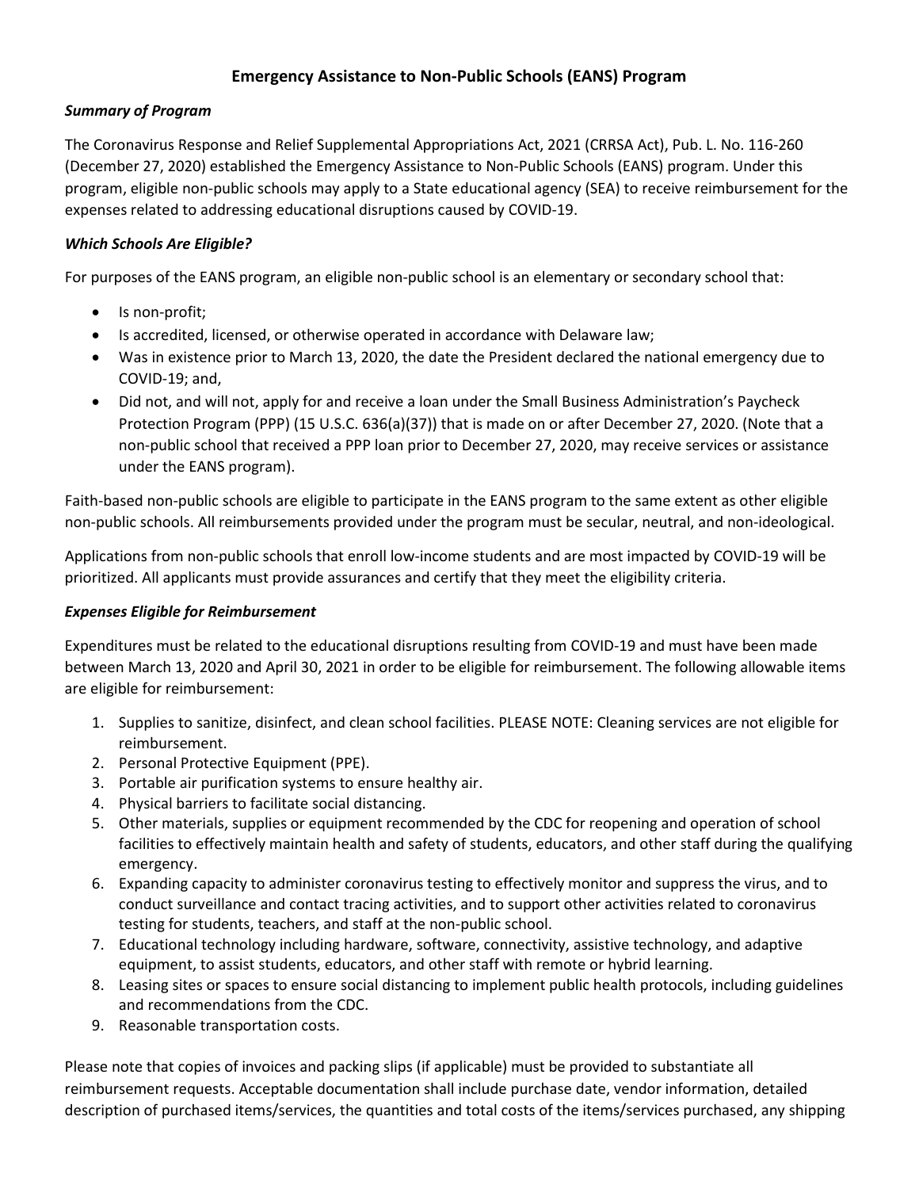# Emergency Assistance to Non-Public Schools (EANS) Program

***Summary of Program***

The Coronavirus Response and Relief Supplemental Appropriations Act, 2021 (CRRSA Act), Pub. L. No. 116-260 (December 27, 2020) established the Emergency Assistance to Non-Public Schools (EANS) program. Under this program, eligible non-public schools may apply to a State educational agency (SEA) to receive reimbursement for the expenses related to addressing educational disruptions caused by COVID-19.

***Which Schools Are Eligible?***

For purposes of the EANS program, an eligible non-public school is an elementary or secondary school that:

- Is non-profit;
- Is accredited, licensed, or otherwise operated in accordance with Delaware law;
- Was in existence prior to March 13, 2020, the date the President declared the national emergency due to COVID-19; and,
- Did not, and will not, apply for and receive a loan under the Small Business Administration's Paycheck Protection Program (PPP) (15 U.S.C. 636(a)(37)) that is made on or after December 27, 2020. (Note that a non-public school that received a PPP loan prior to December 27, 2020, may receive services or assistance under the EANS program).

Faith-based non-public schools are eligible to participate in the EANS program to the same extent as other eligible non-public schools. All reimbursements provided under the program must be secular, neutral, and non-ideological.

Applications from non-public schools that enroll low-income students and are most impacted by COVID-19 will be prioritized. All applicants must provide assurances and certify that they meet the eligibility criteria.

***Expenses Eligible for Reimbursement***

Expenditures must be related to the educational disruptions resulting from COVID-19 and must have been made between March 13, 2020 and April 30, 2021 in order to be eligible for reimbursement. The following allowable items are eligible for reimbursement:

1. Supplies to sanitize, disinfect, and clean school facilities. PLEASE NOTE: Cleaning services are not eligible for reimbursement.
2. Personal Protective Equipment (PPE).
3. Portable air purification systems to ensure healthy air.
4. Physical barriers to facilitate social distancing.
5. Other materials, supplies or equipment recommended by the CDC for reopening and operation of school facilities to effectively maintain health and safety of students, educators, and other staff during the qualifying emergency.
6. Expanding capacity to administer coronavirus testing to effectively monitor and suppress the virus, and to conduct surveillance and contact tracing activities, and to support other activities related to coronavirus testing for students, teachers, and staff at the non-public school.
7. Educational technology including hardware, software, connectivity, assistive technology, and adaptive equipment, to assist students, educators, and other staff with remote or hybrid learning.
8. Leasing sites or spaces to ensure social distancing to implement public health protocols, including guidelines and recommendations from the CDC.
9. Reasonable transportation costs.

Please note that copies of invoices and packing slips (if applicable) must be provided to substantiate all reimbursement requests. Acceptable documentation shall include purchase date, vendor information, detailed description of purchased items/services, the quantities and total costs of the items/services purchased, any shipping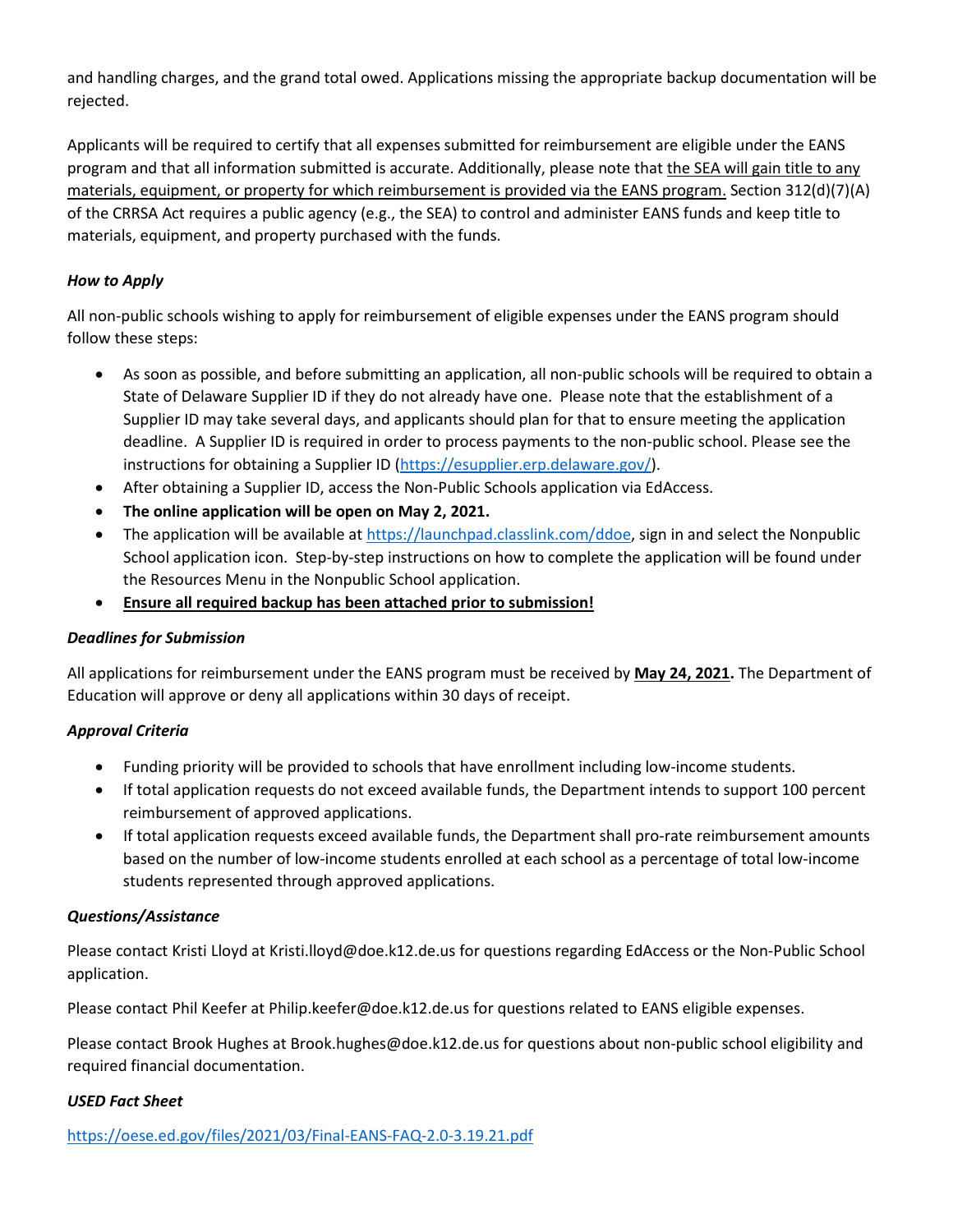and handling charges, and the grand total owed. Applications missing the appropriate backup documentation will be rejected.

Applicants will be required to certify that all expenses submitted for reimbursement are eligible under the EANS program and that all information submitted is accurate. Additionally, please note that the SEA will gain title to any materials, equipment, or property for which reimbursement is provided via the EANS program. Section 312(d)(7)(A) of the CRRSA Act requires a public agency (e.g., the SEA) to control and administer EANS funds and keep title to materials, equipment, and property purchased with the funds.

***How to Apply***

All non-public schools wishing to apply for reimbursement of eligible expenses under the EANS program should follow these steps:

- As soon as possible, and before submitting an application, all non-public schools will be required to obtain a State of Delaware Supplier ID if they do not already have one. Please note that the establishment of a Supplier ID may take several days, and applicants should plan for that to ensure meeting the application deadline. A Supplier ID is required in order to process payments to the non-public school. Please see the instructions for obtaining a Supplier ID (https://esupplier.erp.delaware.gov/).
- After obtaining a Supplier ID, access the Non-Public Schools application via EdAccess.
- **The online application will be open on May 2, 2021.**
- The application will be available at https://launchpad.classlink.com/ddoe, sign in and select the Nonpublic School application icon. Step-by-step instructions on how to complete the application will be found under the Resources Menu in the Nonpublic School application.
- **Ensure all required backup has been attached prior to submission!**

***Deadlines for Submission***

All applications for reimbursement under the EANS program must be received by **May 24, 2021.** The Department of Education will approve or deny all applications within 30 days of receipt.

***Approval Criteria***

- Funding priority will be provided to schools that have enrollment including low-income students.
- If total application requests do not exceed available funds, the Department intends to support 100 percent reimbursement of approved applications.
- If total application requests exceed available funds, the Department shall pro-rate reimbursement amounts based on the number of low-income students enrolled at each school as a percentage of total low-income students represented through approved applications.

***Questions/Assistance***

Please contact Kristi Lloyd at Kristi.lloyd@doe.k12.de.us for questions regarding EdAccess or the Non-Public School application.

Please contact Phil Keefer at Philip.keefer@doe.k12.de.us for questions related to EANS eligible expenses.

Please contact Brook Hughes at Brook.hughes@doe.k12.de.us for questions about non-public school eligibility and required financial documentation.

***USED Fact Sheet***

https://oese.ed.gov/files/2021/03/Final-EANS-FAQ-2.0-3.19.21.pdf